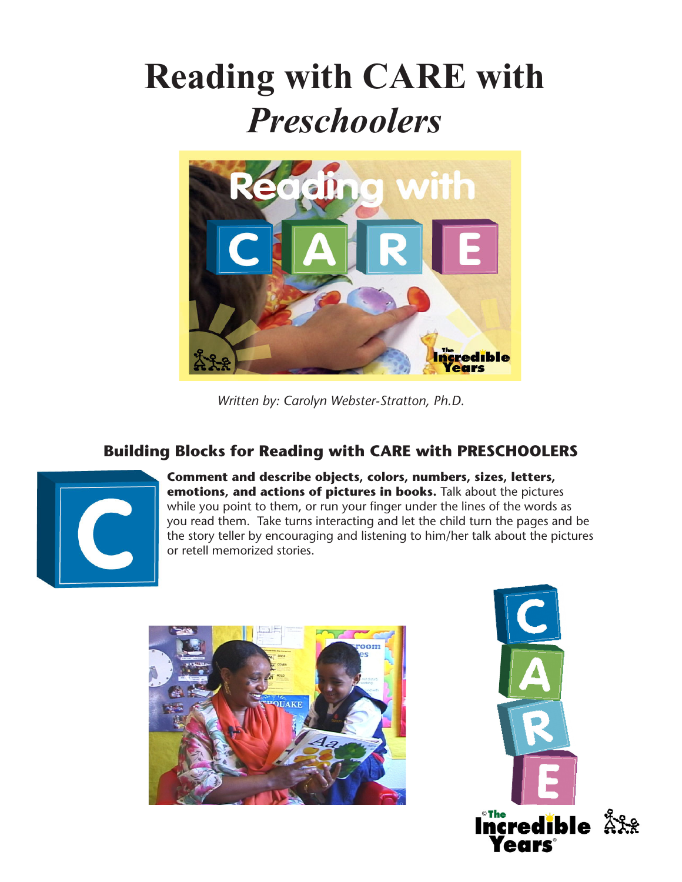# Reading with CARE with *Preschoolers*

*Written by: Carolyn Webster-Stratton, Ph.D.*

## Building Blocks for Reading with CARE with PRESCHOOLERS

**Comment and describe objects, colors, numbers, sizes, letters, emotions, and actions of pictures in books.** Talk about the pictures while you point to them, or run your finger under the lines of the words as you read them. Take turns interacting and let the child turn the pages and be the story teller by encouraging and listening to him/her talk about the pictures or retell memorized stories.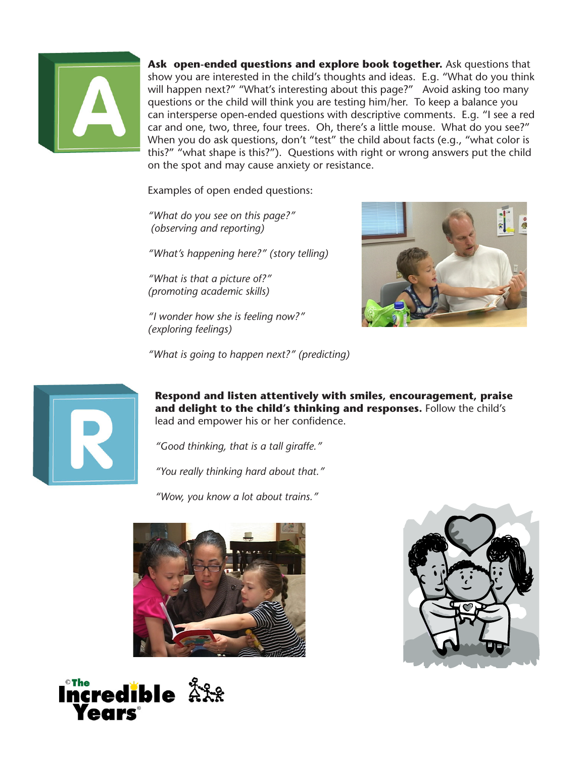**Ask open-ended questions and explore book together.** Ask questions that show you are interested in the child's thoughts and ideas. E.g. "What do you think will happen next?" "What's interesting about this page?" Avoid asking too many questions or the child will think you are testing him/her. To keep a balance you can intersperse open-ended questions with descriptive comments. E.g. "I see a red car and one, two, three, four trees. Oh, there's a little mouse. What do you see?" When you do ask questions, don't "test" the child about facts (e.g., "what color is this?" "what shape is this?"). Questions with right or wrong answers put the child on the spot and may cause anxiety or resistance.

Examples of open ended questions:

*"What do you see on this page?" (observing and reporting)*

*"What's happening here?" (story telling)*

*"What is that a picture of?" (promoting academic skills)*

*"I wonder how she is feeling now?" (exploring feelings)*

*"What is going to happen next?" (predicting)*

**Respond and listen attentively with smiles, encouragement, praise and delight to the child's thinking and responses.** Follow the child's lead and empower his or her confidence.

*"Good thinking, that is a tall giraffe."*

*"You really thinking hard about that."*

*"Wow, you know a lot about trains."*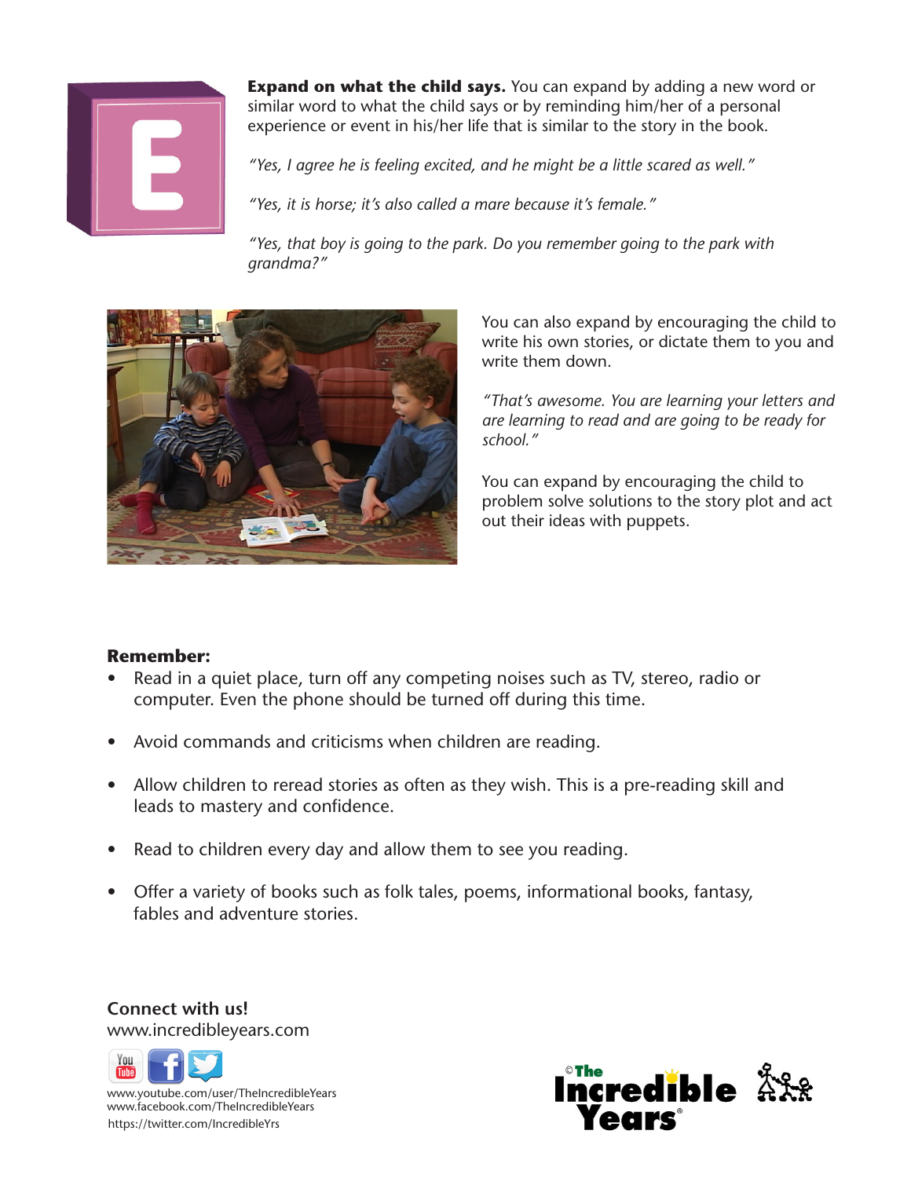E

**Expand on what the child says.** You can expand by adding a new word or similar word to what the child says or by reminding him/her of a personal experience or event in his/her life that is similar to the story in the book.

*"Yes, I agree he is feeling excited, and he might be a little scared as well."*

*"Yes, it is horse; it's also called a mare because it's female."*

*"Yes, that boy is going to the park. Do you remember going to the park with grandma?"*

You can also expand by encouraging the child to write his own stories, or dictate them to you and write them down.

*"That's awesome. You are learning your letters and are learning to read and are going to be ready for school."*

You can expand by encouraging the child to problem solve solutions to the story plot and act out their ideas with puppets.

**Remember:**

- Read in a quiet place, turn off any competing noises such as TV, stereo, radio or computer. Even the phone should be turned off during this time.
- Avoid commands and criticisms when children are reading.
- Allow children to reread stories as often as they wish. This is a pre-reading skill and leads to mastery and confidence.
- Read to children every day and allow them to see you reading.
- Offer a variety of books such as folk tales, poems, informational books, fantasy, fables and adventure stories.

**Connect with us!**
www.incredibleyears.com

www.youtube.com/user/TheIncredibleYears
www.facebook.com/TheIncredibleYears
https://twitter.com/IncredibleYrs

©The Incredible Years®